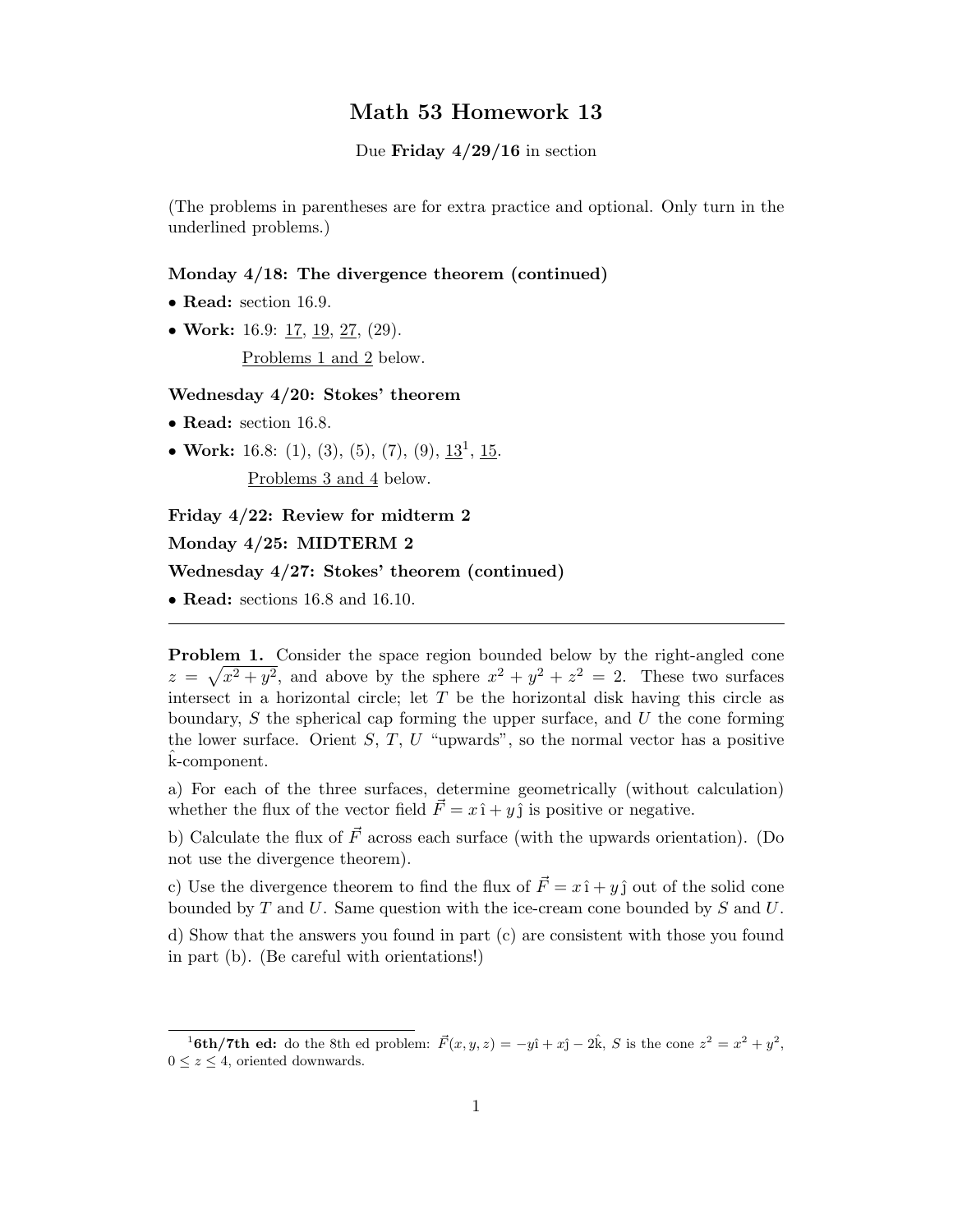# Math 53 Homework 13

Due **Friday 4/29/16** in section

(The problems in parentheses are for extra practice and optional. Only turn in the underlined problems.)

**Monday 4/18: The divergence theorem (continued)**

- **Read:** section 16.9.
- **Work:** 16.9: 17, 19, 27, (29).

  Problems 1 and 2 below.

**Wednesday 4/20: Stokes' theorem**

- **Read:** section 16.8.
- **Work:** 16.8: (1), (3), (5), (7), (9), 13[1], 15.

  Problems 3 and 4 below.

**Friday 4/22: Review for midterm 2**

**Monday 4/25: MIDTERM 2**

**Wednesday 4/27: Stokes' theorem (continued)**

- **Read:** sections 16.8 and 16.10.

---

**Problem 1.** Consider the space region bounded below by the right-angled cone $z = \sqrt{x^2 + y^2}$, and above by the sphere $x^2 + y^2 + z^2 = 2$. These two surfaces intersect in a horizontal circle; let $T$ be the horizontal disk having this circle as boundary, $S$ the spherical cap forming the upper surface, and $U$ the cone forming the lower surface. Orient $S$, $T$, $U$ "upwards", so the normal vector has a positive $\hat{\text{k}}$-component.

a) For each of the three surfaces, determine geometrically (without calculation) whether the flux of the vector field $\vec{F} = x\,\hat{\imath} + y\,\hat{\jmath}$ is positive or negative.

b) Calculate the flux of $\vec{F}$ across each surface (with the upwards orientation). (Do not use the divergence theorem).

c) Use the divergence theorem to find the flux of $\vec{F} = x\,\hat{\imath} + y\,\hat{\jmath}$ out of the solid cone bounded by $T$ and $U$. Same question with the ice-cream cone bounded by $S$ and $U$.

d) Show that the answers you found in part (c) are consistent with those you found in part (b). (Be careful with orientations!)

---

[1] **6th/7th ed:** do the 8th ed problem: $\vec{F}(x, y, z) = -y\hat{\imath} + x\hat{\jmath} - 2\hat{\text{k}}$, $S$ is the cone $z^2 = x^2 + y^2$, $0 \le z \le 4$, oriented downwards.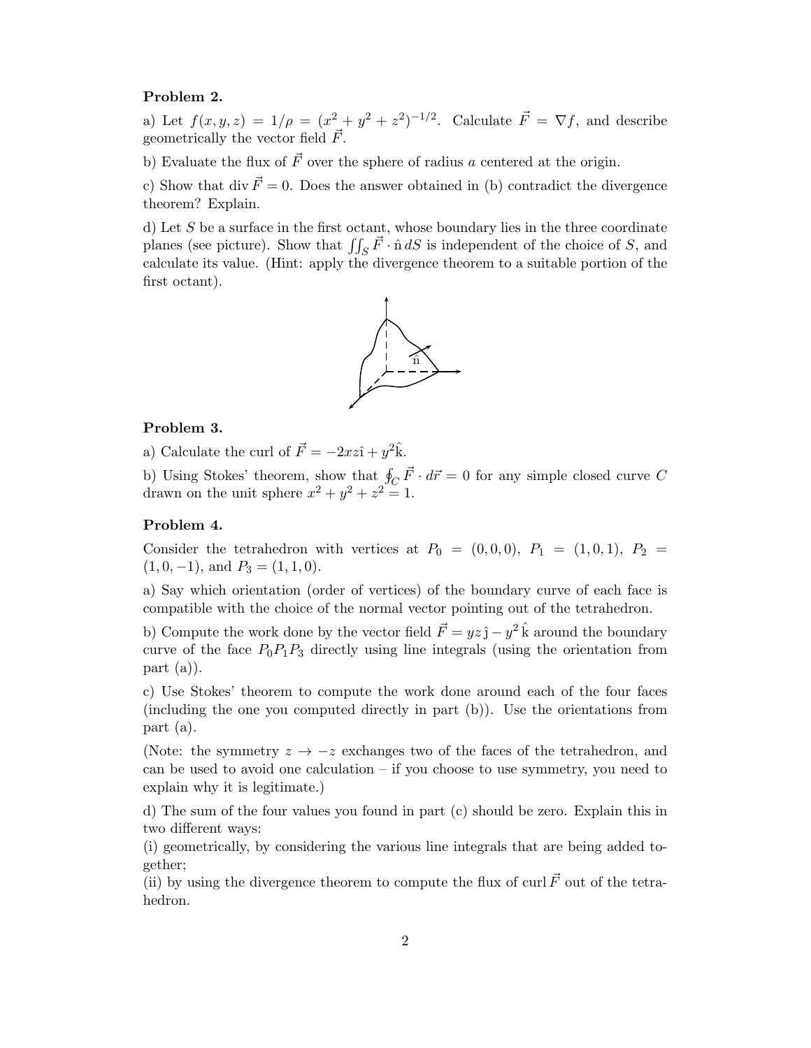**Problem 2.**

a) Let $f(x, y, z) = 1/\rho = (x^2 + y^2 + z^2)^{-1/2}$. Calculate $\vec{F} = \nabla f$, and describe geometrically the vector field $\vec{F}$.

b) Evaluate the flux of $\vec{F}$ over the sphere of radius $a$ centered at the origin.

c) Show that $\operatorname{div} \vec{F} = 0$. Does the answer obtained in (b) contradict the divergence theorem? Explain.

d) Let $S$ be a surface in the first octant, whose boundary lies in the three coordinate planes (see picture). Show that $\iint_S \vec{F} \cdot \hat{\mathrm{n}}\, dS$ is independent of the choice of $S$, and calculate its value. (Hint: apply the divergence theorem to a suitable portion of the first octant).

**Problem 3.**

a) Calculate the curl of $\vec{F} = -2xz\hat{\imath} + y^2\hat{\mathrm{k}}$.

b) Using Stokes' theorem, show that $\oint_C \vec{F} \cdot d\vec{r} = 0$ for any simple closed curve $C$ drawn on the unit sphere $x^2 + y^2 + z^2 = 1$.

**Problem 4.**

Consider the tetrahedron with vertices at $P_0 = (0, 0, 0)$, $P_1 = (1, 0, 1)$, $P_2 = (1, 0, -1)$, and $P_3 = (1, 1, 0)$.

a) Say which orientation (order of vertices) of the boundary curve of each face is compatible with the choice of the normal vector pointing out of the tetrahedron.

b) Compute the work done by the vector field $\vec{F} = yz\,\hat{\jmath} - y^2\,\hat{\mathrm{k}}$ around the boundary curve of the face $P_0P_1P_3$ directly using line integrals (using the orientation from part (a)).

c) Use Stokes' theorem to compute the work done around each of the four faces (including the one you computed directly in part (b)). Use the orientations from part (a).

(Note: the symmetry $z \to -z$ exchanges two of the faces of the tetrahedron, and can be used to avoid one calculation – if you choose to use symmetry, you need to explain why it is legitimate.)

d) The sum of the four values you found in part (c) should be zero. Explain this in two different ways:

(i) geometrically, by considering the various line integrals that are being added together;

(ii) by using the divergence theorem to compute the flux of $\operatorname{curl} \vec{F}$ out of the tetrahedron.